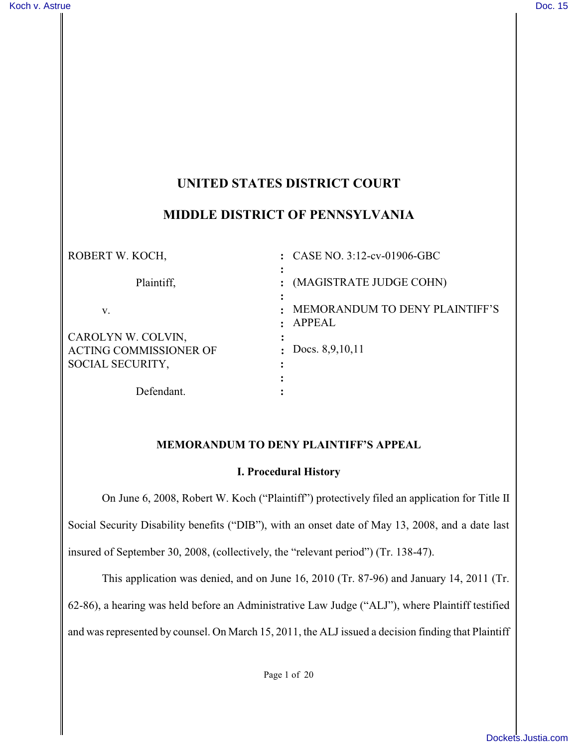# UNITED STATES DISTRICT COURT

# MIDDLE DISTRICT OF PENNSYLVANIA

| | | |
|---|---|---|
| ROBERT W. KOCH, | : | CASE NO. 3:12-cv-01906-GBC |
| Plaintiff, | : | (MAGISTRATE JUDGE COHN) |
| v. | : | MEMORANDUM TO DENY PLAINTIFF'S APPEAL |
| CAROLYN W. COLVIN, ACTING COMMISSIONER OF SOCIAL SECURITY, | : | Docs. 8,9,10,11 |
| Defendant. | : | |

## MEMORANDUM TO DENY PLAINTIFF'S APPEAL

### I. Procedural History

On June 6, 2008, Robert W. Koch ("Plaintiff") protectively filed an application for Title II Social Security Disability benefits ("DIB"), with an onset date of May 13, 2008, and a date last insured of September 30, 2008, (collectively, the "relevant period") (Tr. 138-47).

This application was denied, and on June 16, 2010 (Tr. 87-96) and January 14, 2011 (Tr. 62-86), a hearing was held before an Administrative Law Judge ("ALJ"), where Plaintiff testified and was represented by counsel. On March 15, 2011, the ALJ issued a decision finding that Plaintiff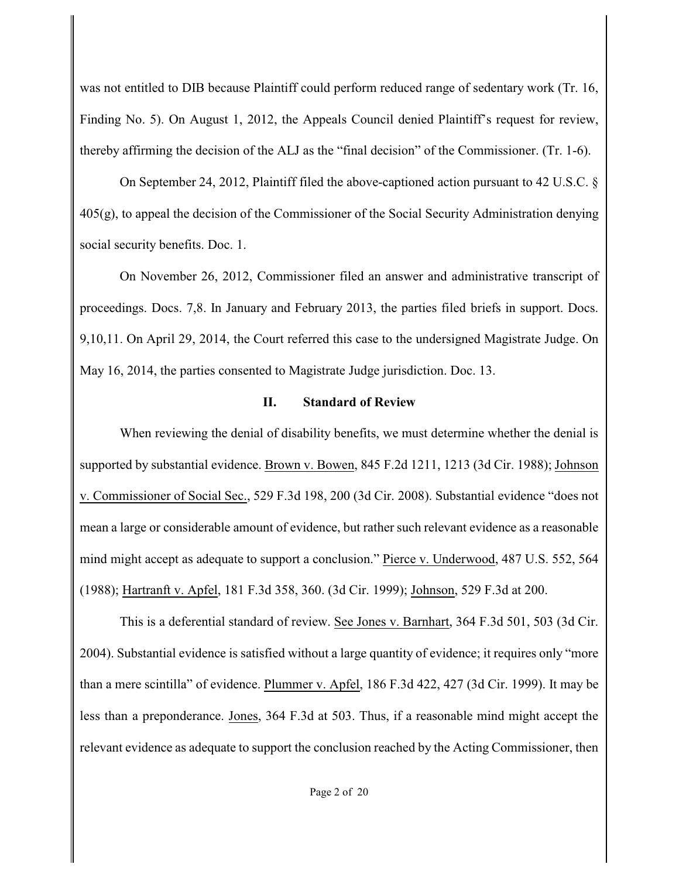was not entitled to DIB because Plaintiff could perform reduced range of sedentary work (Tr. 16, Finding No. 5). On August 1, 2012, the Appeals Council denied Plaintiff's request for review, thereby affirming the decision of the ALJ as the "final decision" of the Commissioner. (Tr. 1-6).

On September 24, 2012, Plaintiff filed the above-captioned action pursuant to 42 U.S.C. § 405(g), to appeal the decision of the Commissioner of the Social Security Administration denying social security benefits. Doc. 1.

On November 26, 2012, Commissioner filed an answer and administrative transcript of proceedings. Docs. 7,8. In January and February 2013, the parties filed briefs in support. Docs. 9,10,11. On April 29, 2014, the Court referred this case to the undersigned Magistrate Judge. On May 16, 2014, the parties consented to Magistrate Judge jurisdiction. Doc. 13.

## II. Standard of Review

When reviewing the denial of disability benefits, we must determine whether the denial is supported by substantial evidence. Brown v. Bowen, 845 F.2d 1211, 1213 (3d Cir. 1988); Johnson v. Commissioner of Social Sec., 529 F.3d 198, 200 (3d Cir. 2008). Substantial evidence "does not mean a large or considerable amount of evidence, but rather such relevant evidence as a reasonable mind might accept as adequate to support a conclusion." Pierce v. Underwood, 487 U.S. 552, 564 (1988); Hartranft v. Apfel, 181 F.3d 358, 360. (3d Cir. 1999); Johnson, 529 F.3d at 200.

This is a deferential standard of review. See Jones v. Barnhart, 364 F.3d 501, 503 (3d Cir. 2004). Substantial evidence is satisfied without a large quantity of evidence; it requires only "more than a mere scintilla" of evidence. Plummer v. Apfel, 186 F.3d 422, 427 (3d Cir. 1999). It may be less than a preponderance. Jones, 364 F.3d at 503. Thus, if a reasonable mind might accept the relevant evidence as adequate to support the conclusion reached by the Acting Commissioner, then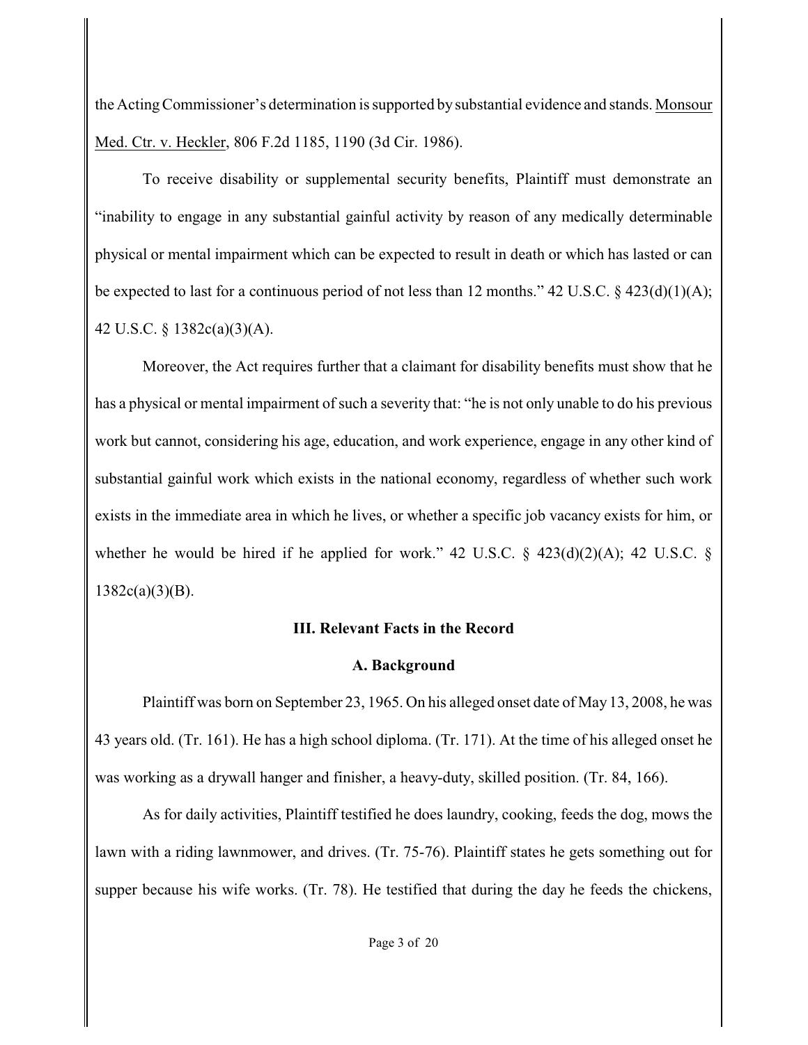the Acting Commissioner's determination is supported by substantial evidence and stands. Monsour Med. Ctr. v. Heckler, 806 F.2d 1185, 1190 (3d Cir. 1986).

To receive disability or supplemental security benefits, Plaintiff must demonstrate an "inability to engage in any substantial gainful activity by reason of any medically determinable physical or mental impairment which can be expected to result in death or which has lasted or can be expected to last for a continuous period of not less than 12 months." 42 U.S.C. § 423(d)(1)(A); 42 U.S.C. § 1382c(a)(3)(A).

Moreover, the Act requires further that a claimant for disability benefits must show that he has a physical or mental impairment of such a severity that: "he is not only unable to do his previous work but cannot, considering his age, education, and work experience, engage in any other kind of substantial gainful work which exists in the national economy, regardless of whether such work exists in the immediate area in which he lives, or whether a specific job vacancy exists for him, or whether he would be hired if he applied for work." 42 U.S.C. § 423(d)(2)(A); 42 U.S.C. § 1382c(a)(3)(B).

## III. Relevant Facts in the Record

### A. Background

Plaintiff was born on September 23, 1965. On his alleged onset date of May 13, 2008, he was 43 years old. (Tr. 161). He has a high school diploma. (Tr. 171). At the time of his alleged onset he was working as a drywall hanger and finisher, a heavy-duty, skilled position. (Tr. 84, 166).

As for daily activities, Plaintiff testified he does laundry, cooking, feeds the dog, mows the lawn with a riding lawnmower, and drives. (Tr. 75-76). Plaintiff states he gets something out for supper because his wife works. (Tr. 78). He testified that during the day he feeds the chickens,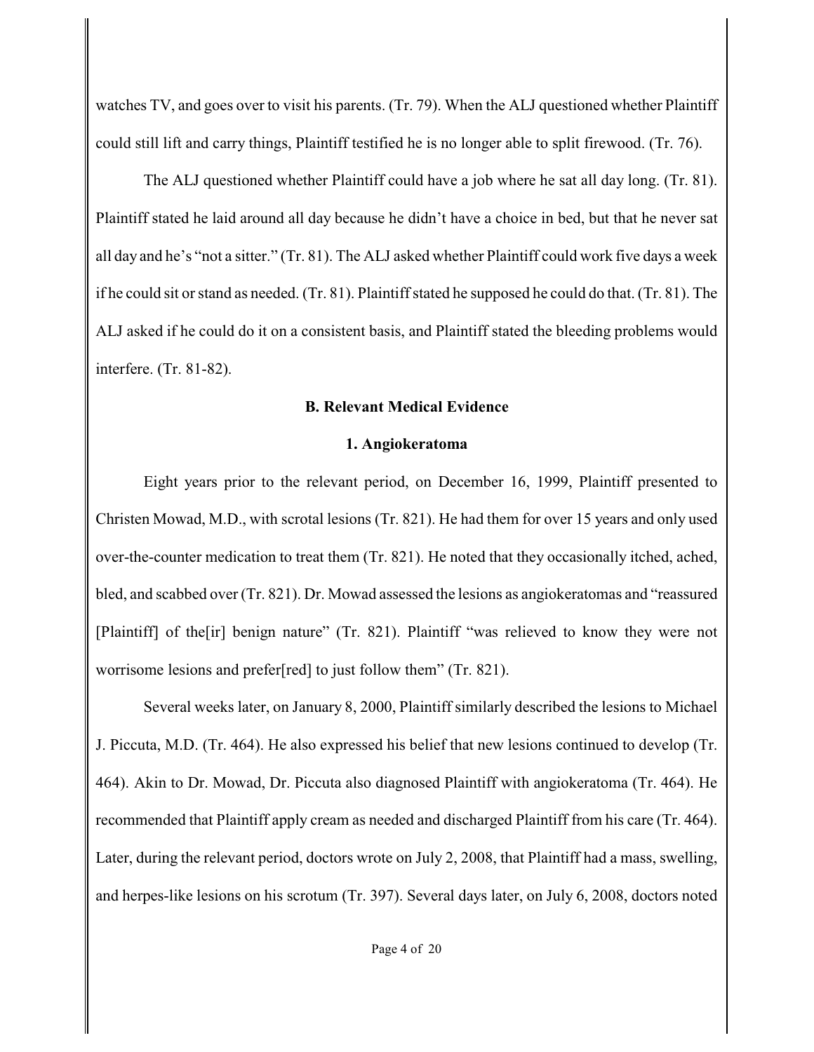watches TV, and goes over to visit his parents. (Tr. 79). When the ALJ questioned whether Plaintiff could still lift and carry things, Plaintiff testified he is no longer able to split firewood. (Tr. 76).

The ALJ questioned whether Plaintiff could have a job where he sat all day long. (Tr. 81). Plaintiff stated he laid around all day because he didn't have a choice in bed, but that he never sat all day and he's "not a sitter." (Tr. 81). The ALJ asked whether Plaintiff could work five days a week if he could sit or stand as needed. (Tr. 81). Plaintiff stated he supposed he could do that. (Tr. 81). The ALJ asked if he could do it on a consistent basis, and Plaintiff stated the bleeding problems would interfere. (Tr. 81-82).

### B. Relevant Medical Evidence

#### 1. Angiokeratoma

Eight years prior to the relevant period, on December 16, 1999, Plaintiff presented to Christen Mowad, M.D., with scrotal lesions (Tr. 821). He had them for over 15 years and only used over-the-counter medication to treat them (Tr. 821). He noted that they occasionally itched, ached, bled, and scabbed over (Tr. 821). Dr. Mowad assessed the lesions as angiokeratomas and "reassured [Plaintiff] of the[ir] benign nature" (Tr. 821). Plaintiff "was relieved to know they were not worrisome lesions and prefer[red] to just follow them" (Tr. 821).

Several weeks later, on January 8, 2000, Plaintiff similarly described the lesions to Michael J. Piccuta, M.D. (Tr. 464). He also expressed his belief that new lesions continued to develop (Tr. 464). Akin to Dr. Mowad, Dr. Piccuta also diagnosed Plaintiff with angiokeratoma (Tr. 464). He recommended that Plaintiff apply cream as needed and discharged Plaintiff from his care (Tr. 464). Later, during the relevant period, doctors wrote on July 2, 2008, that Plaintiff had a mass, swelling, and herpes-like lesions on his scrotum (Tr. 397). Several days later, on July 6, 2008, doctors noted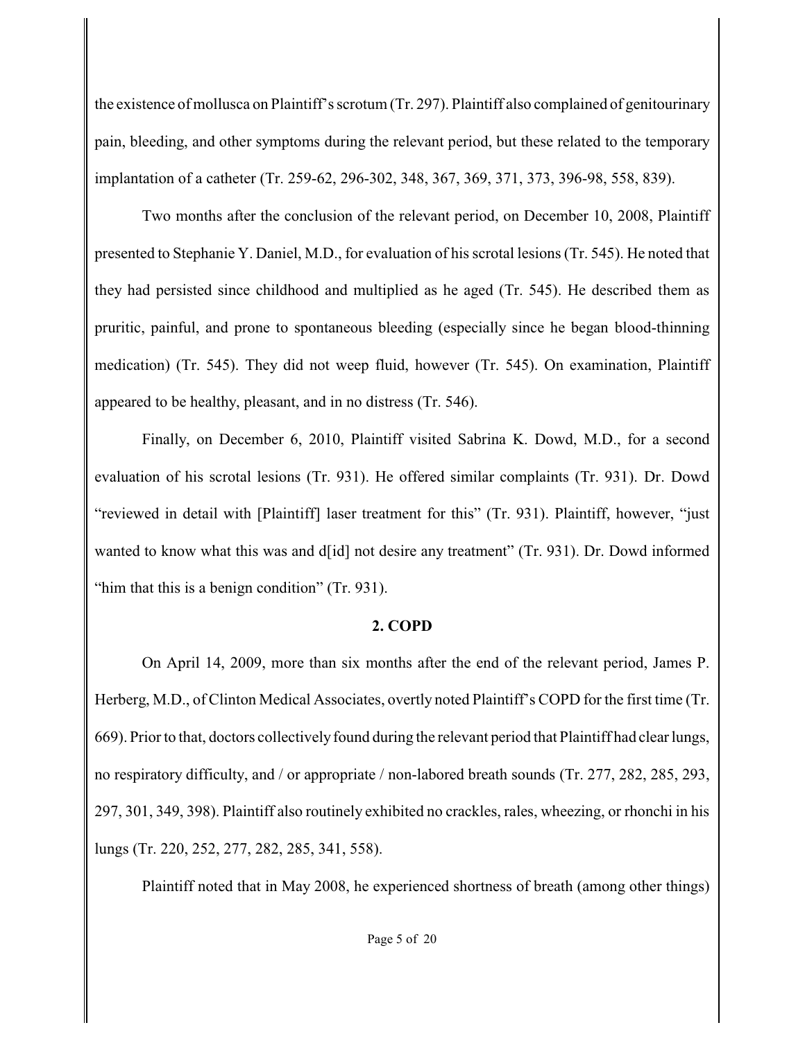the existence of mollusca on Plaintiff's scrotum (Tr. 297). Plaintiff also complained of genitourinary pain, bleeding, and other symptoms during the relevant period, but these related to the temporary implantation of a catheter (Tr. 259-62, 296-302, 348, 367, 369, 371, 373, 396-98, 558, 839).

Two months after the conclusion of the relevant period, on December 10, 2008, Plaintiff presented to Stephanie Y. Daniel, M.D., for evaluation of his scrotal lesions (Tr. 545). He noted that they had persisted since childhood and multiplied as he aged (Tr. 545). He described them as pruritic, painful, and prone to spontaneous bleeding (especially since he began blood-thinning medication) (Tr. 545). They did not weep fluid, however (Tr. 545). On examination, Plaintiff appeared to be healthy, pleasant, and in no distress (Tr. 546).

Finally, on December 6, 2010, Plaintiff visited Sabrina K. Dowd, M.D., for a second evaluation of his scrotal lesions (Tr. 931). He offered similar complaints (Tr. 931). Dr. Dowd "reviewed in detail with [Plaintiff] laser treatment for this" (Tr. 931). Plaintiff, however, "just wanted to know what this was and d[id] not desire any treatment" (Tr. 931). Dr. Dowd informed "him that this is a benign condition" (Tr. 931).

**2. COPD**

On April 14, 2009, more than six months after the end of the relevant period, James P. Herberg, M.D., of Clinton Medical Associates, overtly noted Plaintiff's COPD for the first time (Tr. 669). Prior to that, doctors collectively found during the relevant period that Plaintiff had clear lungs, no respiratory difficulty, and / or appropriate / non-labored breath sounds (Tr. 277, 282, 285, 293, 297, 301, 349, 398). Plaintiff also routinely exhibited no crackles, rales, wheezing, or rhonchi in his lungs (Tr. 220, 252, 277, 282, 285, 341, 558).

Plaintiff noted that in May 2008, he experienced shortness of breath (among other things)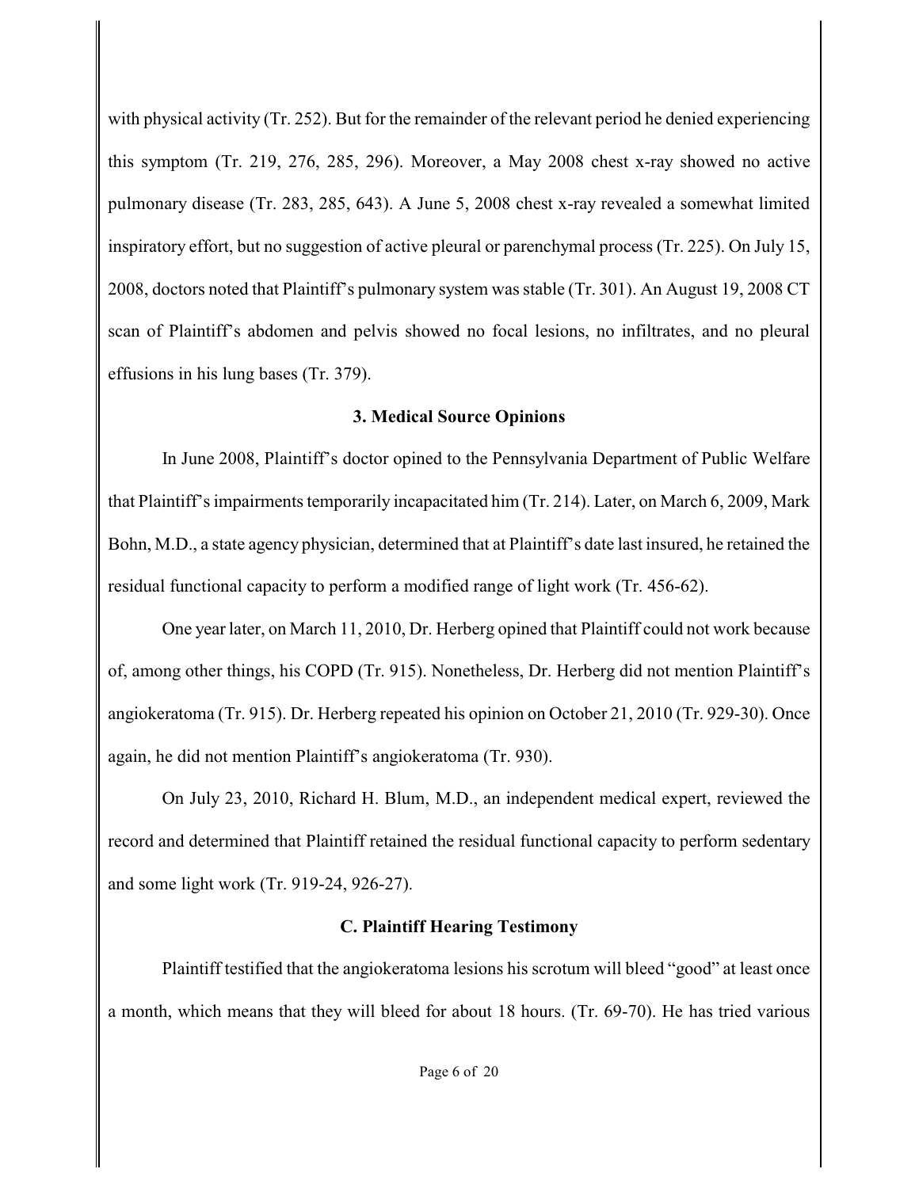with physical activity (Tr. 252). But for the remainder of the relevant period he denied experiencing this symptom (Tr. 219, 276, 285, 296). Moreover, a May 2008 chest x-ray showed no active pulmonary disease (Tr. 283, 285, 643). A June 5, 2008 chest x-ray revealed a somewhat limited inspiratory effort, but no suggestion of active pleural or parenchymal process (Tr. 225). On July 15, 2008, doctors noted that Plaintiff's pulmonary system was stable (Tr. 301). An August 19, 2008 CT scan of Plaintiff's abdomen and pelvis showed no focal lesions, no infiltrates, and no pleural effusions in his lung bases (Tr. 379).

### 3. Medical Source Opinions

In June 2008, Plaintiff's doctor opined to the Pennsylvania Department of Public Welfare that Plaintiff's impairments temporarily incapacitated him (Tr. 214). Later, on March 6, 2009, Mark Bohn, M.D., a state agency physician, determined that at Plaintiff's date last insured, he retained the residual functional capacity to perform a modified range of light work (Tr. 456-62).

One year later, on March 11, 2010, Dr. Herberg opined that Plaintiff could not work because of, among other things, his COPD (Tr. 915). Nonetheless, Dr. Herberg did not mention Plaintiff's angiokeratoma (Tr. 915). Dr. Herberg repeated his opinion on October 21, 2010 (Tr. 929-30). Once again, he did not mention Plaintiff's angiokeratoma (Tr. 930).

On July 23, 2010, Richard H. Blum, M.D., an independent medical expert, reviewed the record and determined that Plaintiff retained the residual functional capacity to perform sedentary and some light work (Tr. 919-24, 926-27).

### C. Plaintiff Hearing Testimony

Plaintiff testified that the angiokeratoma lesions his scrotum will bleed "good" at least once a month, which means that they will bleed for about 18 hours. (Tr. 69-70). He has tried various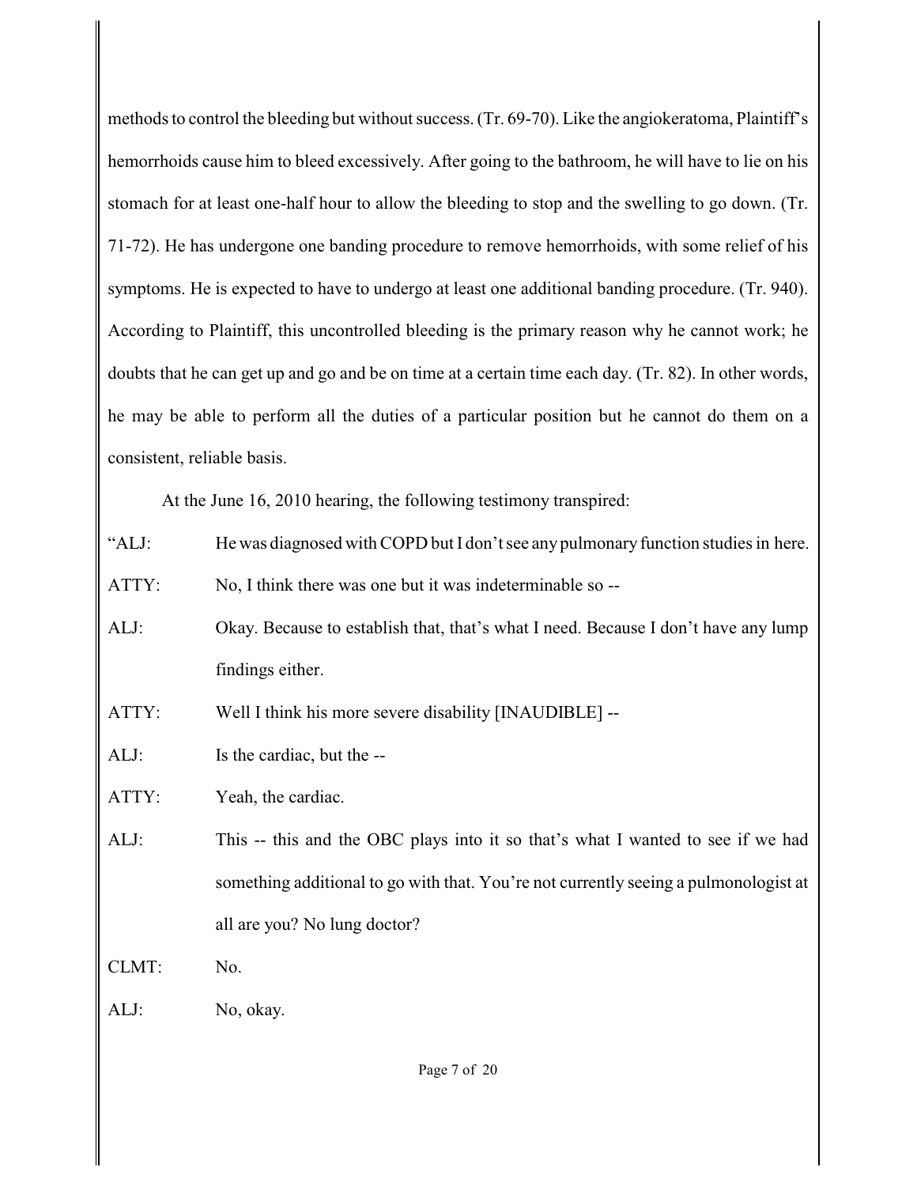methods to control the bleeding but without success. (Tr. 69-70). Like the angiokeratoma, Plaintiff's hemorrhoids cause him to bleed excessively. After going to the bathroom, he will have to lie on his stomach for at least one-half hour to allow the bleeding to stop and the swelling to go down. (Tr. 71-72). He has undergone one banding procedure to remove hemorrhoids, with some relief of his symptoms. He is expected to have to undergo at least one additional banding procedure. (Tr. 940). According to Plaintiff, this uncontrolled bleeding is the primary reason why he cannot work; he doubts that he can get up and go and be on time at a certain time each day. (Tr. 82). In other words, he may be able to perform all the duties of a particular position but he cannot do them on a consistent, reliable basis.

At the June 16, 2010 hearing, the following testimony transpired:

"ALJ: He was diagnosed with COPD but I don't see any pulmonary function studies in here.

ATTY: No, I think there was one but it was indeterminable so --

ALJ: Okay. Because to establish that, that's what I need. Because I don't have any lump findings either.

ATTY: Well I think his more severe disability [INAUDIBLE] --

ALJ: Is the cardiac, but the --

ATTY: Yeah, the cardiac.

ALJ: This -- this and the OBC plays into it so that's what I wanted to see if we had something additional to go with that. You're not currently seeing a pulmonologist at all are you? No lung doctor?

CLMT: No.

ALJ: No, okay.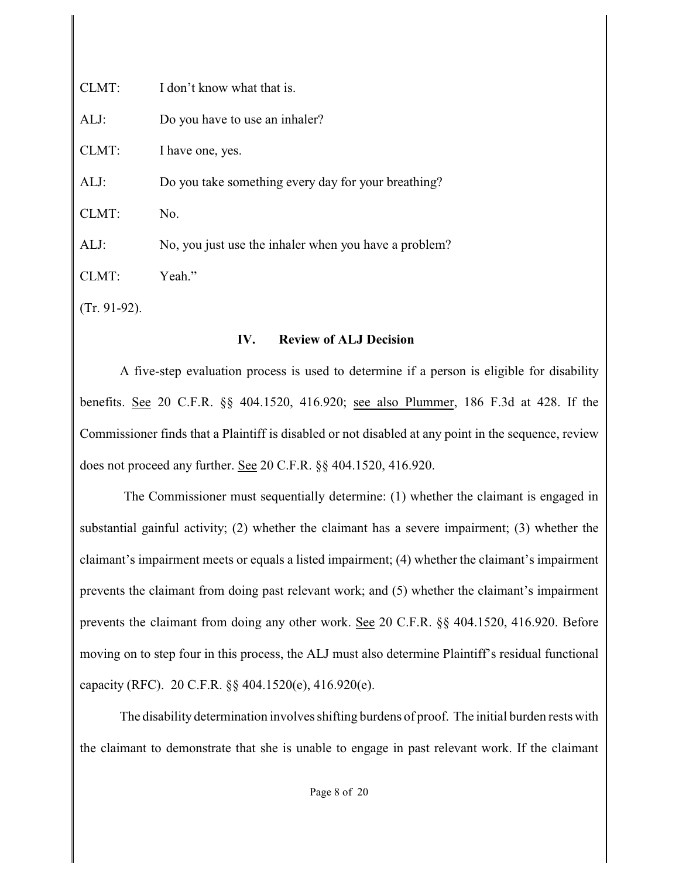CLMT: I don't know what that is.

ALJ: Do you have to use an inhaler?

CLMT: I have one, yes.

ALJ: Do you take something every day for your breathing?

CLMT: No.

ALJ: No, you just use the inhaler when you have a problem?

CLMT: Yeah."

(Tr. 91-92).

## IV. Review of ALJ Decision

A five-step evaluation process is used to determine if a person is eligible for disability benefits. See 20 C.F.R. §§ 404.1520, 416.920; see also Plummer, 186 F.3d at 428. If the Commissioner finds that a Plaintiff is disabled or not disabled at any point in the sequence, review does not proceed any further. See 20 C.F.R. §§ 404.1520, 416.920.

The Commissioner must sequentially determine: (1) whether the claimant is engaged in substantial gainful activity; (2) whether the claimant has a severe impairment; (3) whether the claimant's impairment meets or equals a listed impairment; (4) whether the claimant's impairment prevents the claimant from doing past relevant work; and (5) whether the claimant's impairment prevents the claimant from doing any other work. See 20 C.F.R. §§ 404.1520, 416.920. Before moving on to step four in this process, the ALJ must also determine Plaintiff's residual functional capacity (RFC). 20 C.F.R. §§ 404.1520(e), 416.920(e).

The disability determination involves shifting burdens of proof. The initial burden rests with the claimant to demonstrate that she is unable to engage in past relevant work. If the claimant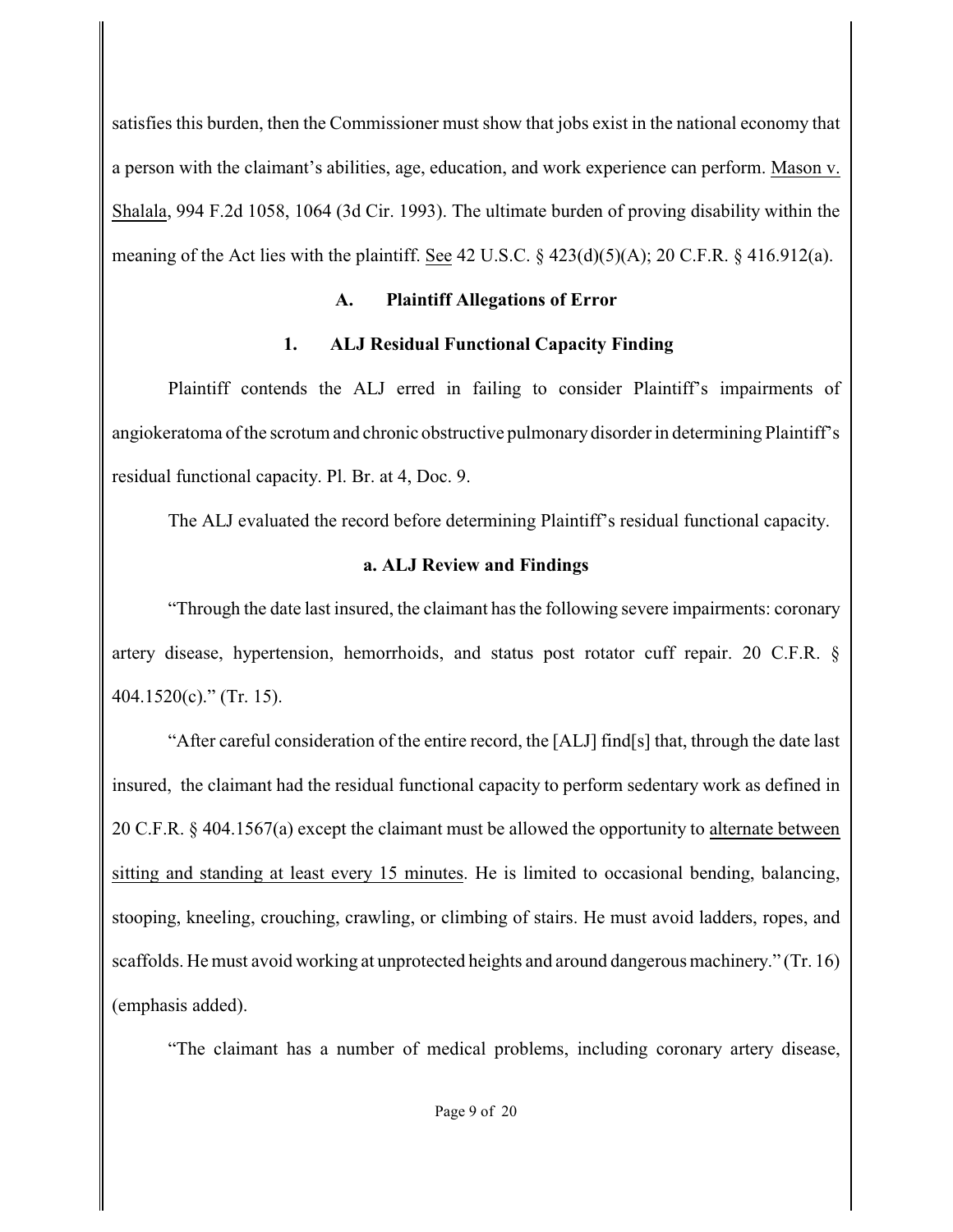satisfies this burden, then the Commissioner must show that jobs exist in the national economy that a person with the claimant's abilities, age, education, and work experience can perform. Mason v. Shalala, 994 F.2d 1058, 1064 (3d Cir. 1993). The ultimate burden of proving disability within the meaning of the Act lies with the plaintiff. See 42 U.S.C. § 423(d)(5)(A); 20 C.F.R. § 416.912(a).

### A. Plaintiff Allegations of Error

#### 1. ALJ Residual Functional Capacity Finding

Plaintiff contends the ALJ erred in failing to consider Plaintiff's impairments of angiokeratoma of the scrotum and chronic obstructive pulmonary disorder in determining Plaintiff's residual functional capacity. Pl. Br. at 4, Doc. 9.

The ALJ evaluated the record before determining Plaintiff's residual functional capacity.

#### a. ALJ Review and Findings

"Through the date last insured, the claimant has the following severe impairments: coronary artery disease, hypertension, hemorrhoids, and status post rotator cuff repair. 20 C.F.R. § 404.1520(c)." (Tr. 15).

"After careful consideration of the entire record, the [ALJ] find[s] that, through the date last insured, the claimant had the residual functional capacity to perform sedentary work as defined in 20 C.F.R. § 404.1567(a) except the claimant must be allowed the opportunity to <u>alternate between sitting and standing at least every 15 minutes</u>. He is limited to occasional bending, balancing, stooping, kneeling, crouching, crawling, or climbing of stairs. He must avoid ladders, ropes, and scaffolds. He must avoid working at unprotected heights and around dangerous machinery." (Tr. 16) (emphasis added).

"The claimant has a number of medical problems, including coronary artery disease,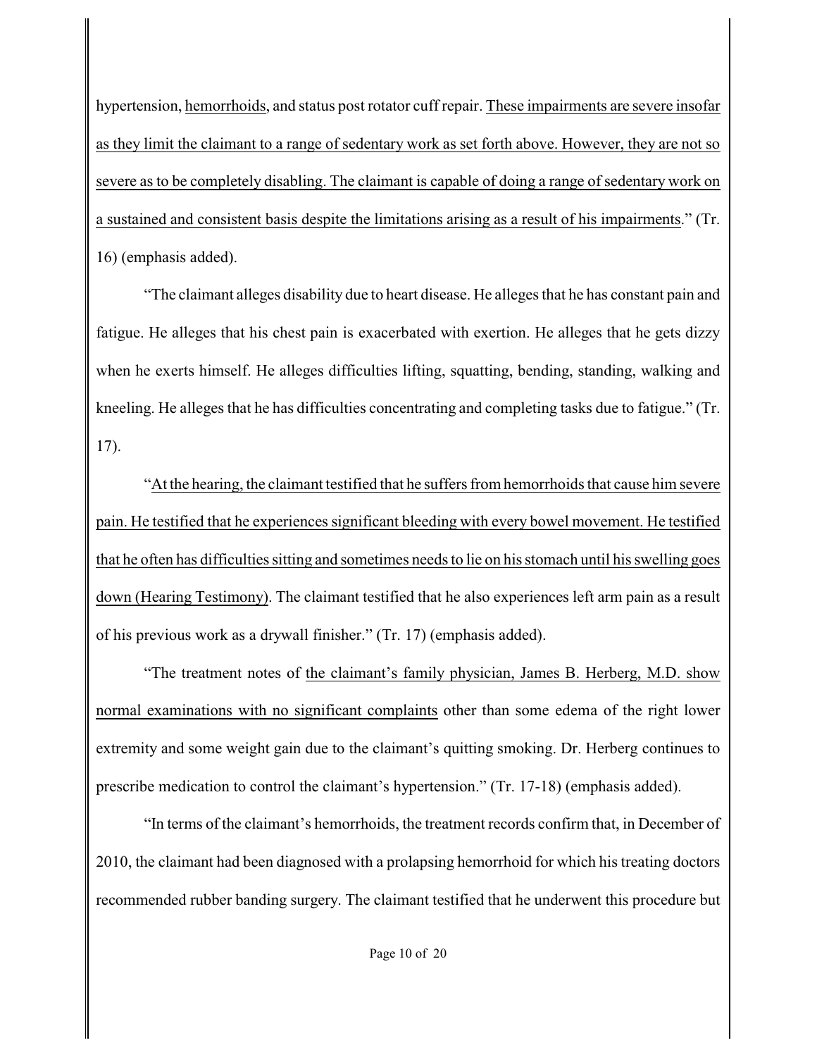hypertension, <u>hemorrhoids</u>, and status post rotator cuff repair. <u>These impairments are severe insofar as they limit the claimant to a range of sedentary work as set forth above. However, they are not so severe as to be completely disabling. The claimant is capable of doing a range of sedentary work on a sustained and consistent basis despite the limitations arising as a result of his impairments</u>." (Tr. 16) (emphasis added).

"The claimant alleges disability due to heart disease. He alleges that he has constant pain and fatigue. He alleges that his chest pain is exacerbated with exertion. He alleges that he gets dizzy when he exerts himself. He alleges difficulties lifting, squatting, bending, standing, walking and kneeling. He alleges that he has difficulties concentrating and completing tasks due to fatigue." (Tr. 17).

"<u>At the hearing, the claimant testified that he suffers from hemorrhoids that cause him severe pain. He testified that he experiences significant bleeding with every bowel movement. He testified that he often has difficulties sitting and sometimes needs to lie on his stomach until his swelling goes down (Hearing Testimony)</u>. The claimant testified that he also experiences left arm pain as a result of his previous work as a drywall finisher." (Tr. 17) (emphasis added).

"The treatment notes of <u>the claimant's family physician, James B. Herberg, M.D. show normal examinations with no significant complaints</u> other than some edema of the right lower extremity and some weight gain due to the claimant's quitting smoking. Dr. Herberg continues to prescribe medication to control the claimant's hypertension." (Tr. 17-18) (emphasis added).

"In terms of the claimant's hemorrhoids, the treatment records confirm that, in December of 2010, the claimant had been diagnosed with a prolapsing hemorrhoid for which his treating doctors recommended rubber banding surgery. The claimant testified that he underwent this procedure but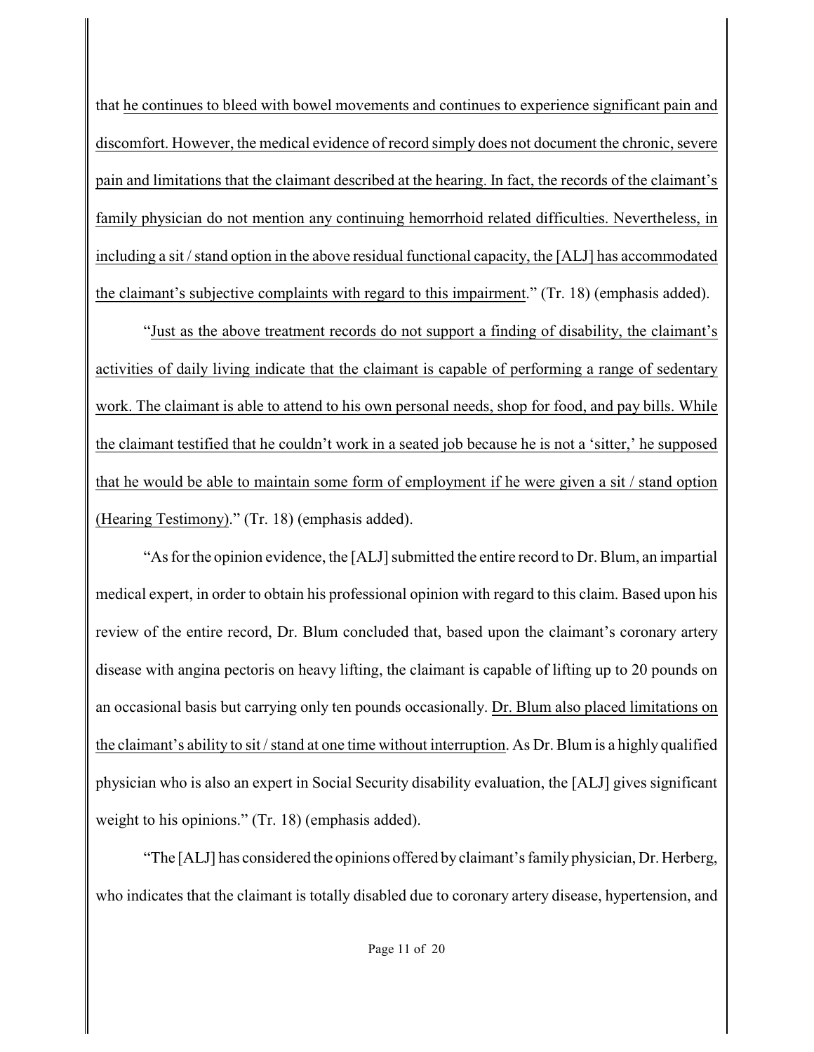that <u>he continues to bleed with bowel movements and continues to experience significant pain and discomfort. However, the medical evidence of record simply does not document the chronic, severe pain and limitations that the claimant described at the hearing. In fact, the records of the claimant's family physician do not mention any continuing hemorrhoid related difficulties. Nevertheless, in including a sit / stand option in the above residual functional capacity, the [ALJ] has accommodated the claimant's subjective complaints with regard to this impairment</u>." (Tr. 18) (emphasis added).

"<u>Just as the above treatment records do not support a finding of disability, the claimant's activities of daily living indicate that the claimant is capable of performing a range of sedentary work. The claimant is able to attend to his own personal needs, shop for food, and pay bills. While the claimant testified that he couldn't work in a seated job because he is not a 'sitter,' he supposed that he would be able to maintain some form of employment if he were given a sit / stand option (Hearing Testimony)</u>." (Tr. 18) (emphasis added).

"As for the opinion evidence, the [ALJ] submitted the entire record to Dr. Blum, an impartial medical expert, in order to obtain his professional opinion with regard to this claim. Based upon his review of the entire record, Dr. Blum concluded that, based upon the claimant's coronary artery disease with angina pectoris on heavy lifting, the claimant is capable of lifting up to 20 pounds on an occasional basis but carrying only ten pounds occasionally. <u>Dr. Blum also placed limitations on the claimant's ability to sit / stand at one time without interruption</u>. As Dr. Blum is a highly qualified physician who is also an expert in Social Security disability evaluation, the [ALJ] gives significant weight to his opinions." (Tr. 18) (emphasis added).

"The [ALJ] has considered the opinions offered by claimant's family physician, Dr. Herberg, who indicates that the claimant is totally disabled due to coronary artery disease, hypertension, and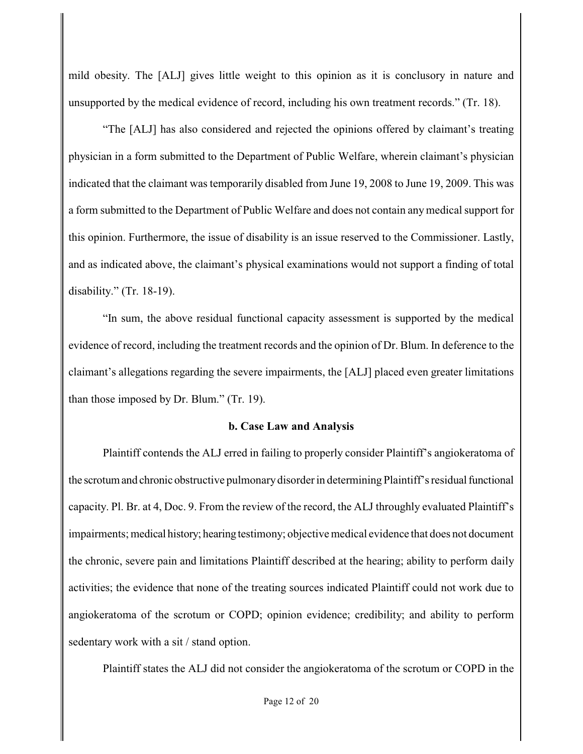mild obesity. The [ALJ] gives little weight to this opinion as it is conclusory in nature and unsupported by the medical evidence of record, including his own treatment records." (Tr. 18).

"The [ALJ] has also considered and rejected the opinions offered by claimant's treating physician in a form submitted to the Department of Public Welfare, wherein claimant's physician indicated that the claimant was temporarily disabled from June 19, 2008 to June 19, 2009. This was a form submitted to the Department of Public Welfare and does not contain any medical support for this opinion. Furthermore, the issue of disability is an issue reserved to the Commissioner. Lastly, and as indicated above, the claimant's physical examinations would not support a finding of total disability." (Tr. 18-19).

"In sum, the above residual functional capacity assessment is supported by the medical evidence of record, including the treatment records and the opinion of Dr. Blum. In deference to the claimant's allegations regarding the severe impairments, the [ALJ] placed even greater limitations than those imposed by Dr. Blum." (Tr. 19).

**b. Case Law and Analysis**

Plaintiff contends the ALJ erred in failing to properly consider Plaintiff's angiokeratoma of the scrotum and chronic obstructive pulmonary disorder in determining Plaintiff's residual functional capacity. Pl. Br. at 4, Doc. 9. From the review of the record, the ALJ throughly evaluated Plaintiff's impairments; medical history; hearing testimony; objective medical evidence that does not document the chronic, severe pain and limitations Plaintiff described at the hearing; ability to perform daily activities; the evidence that none of the treating sources indicated Plaintiff could not work due to angiokeratoma of the scrotum or COPD; opinion evidence; credibility; and ability to perform sedentary work with a sit / stand option.

Plaintiff states the ALJ did not consider the angiokeratoma of the scrotum or COPD in the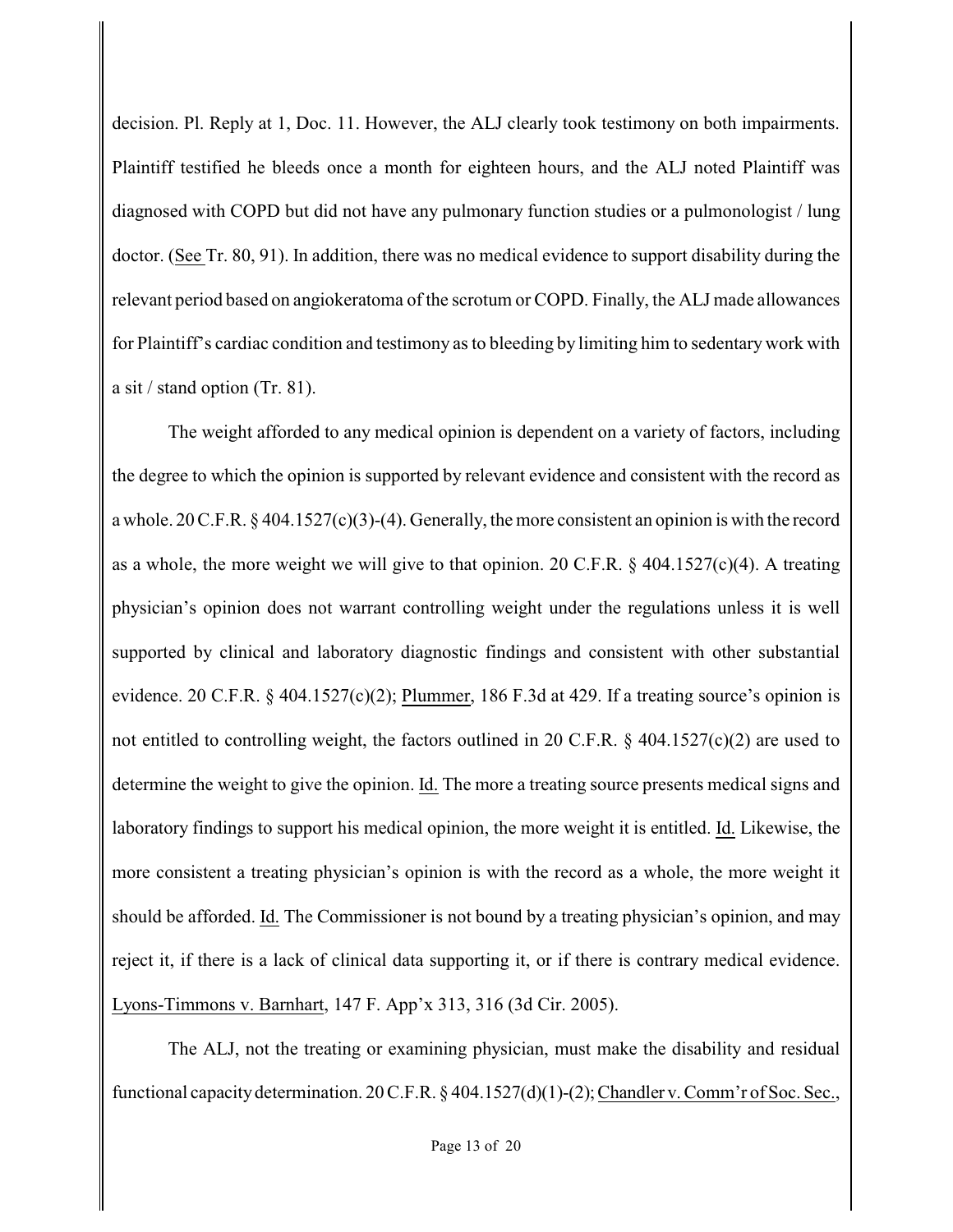decision. Pl. Reply at 1, Doc. 11. However, the ALJ clearly took testimony on both impairments. Plaintiff testified he bleeds once a month for eighteen hours, and the ALJ noted Plaintiff was diagnosed with COPD but did not have any pulmonary function studies or a pulmonologist / lung doctor. (See Tr. 80, 91). In addition, there was no medical evidence to support disability during the relevant period based on angiokeratoma of the scrotum or COPD. Finally, the ALJ made allowances for Plaintiff's cardiac condition and testimony as to bleeding by limiting him to sedentary work with a sit / stand option (Tr. 81).

The weight afforded to any medical opinion is dependent on a variety of factors, including the degree to which the opinion is supported by relevant evidence and consistent with the record as a whole. 20 C.F.R. § 404.1527(c)(3)-(4). Generally, the more consistent an opinion is with the record as a whole, the more weight we will give to that opinion. 20 C.F.R. § 404.1527(c)(4). A treating physician's opinion does not warrant controlling weight under the regulations unless it is well supported by clinical and laboratory diagnostic findings and consistent with other substantial evidence. 20 C.F.R. § 404.1527(c)(2); Plummer, 186 F.3d at 429. If a treating source's opinion is not entitled to controlling weight, the factors outlined in 20 C.F.R. § 404.1527(c)(2) are used to determine the weight to give the opinion. Id. The more a treating source presents medical signs and laboratory findings to support his medical opinion, the more weight it is entitled. Id. Likewise, the more consistent a treating physician's opinion is with the record as a whole, the more weight it should be afforded. Id. The Commissioner is not bound by a treating physician's opinion, and may reject it, if there is a lack of clinical data supporting it, or if there is contrary medical evidence. Lyons-Timmons v. Barnhart, 147 F. App'x 313, 316 (3d Cir. 2005).

The ALJ, not the treating or examining physician, must make the disability and residual functional capacity determination. 20 C.F.R. § 404.1527(d)(1)-(2); Chandler v. Comm'r of Soc. Sec.,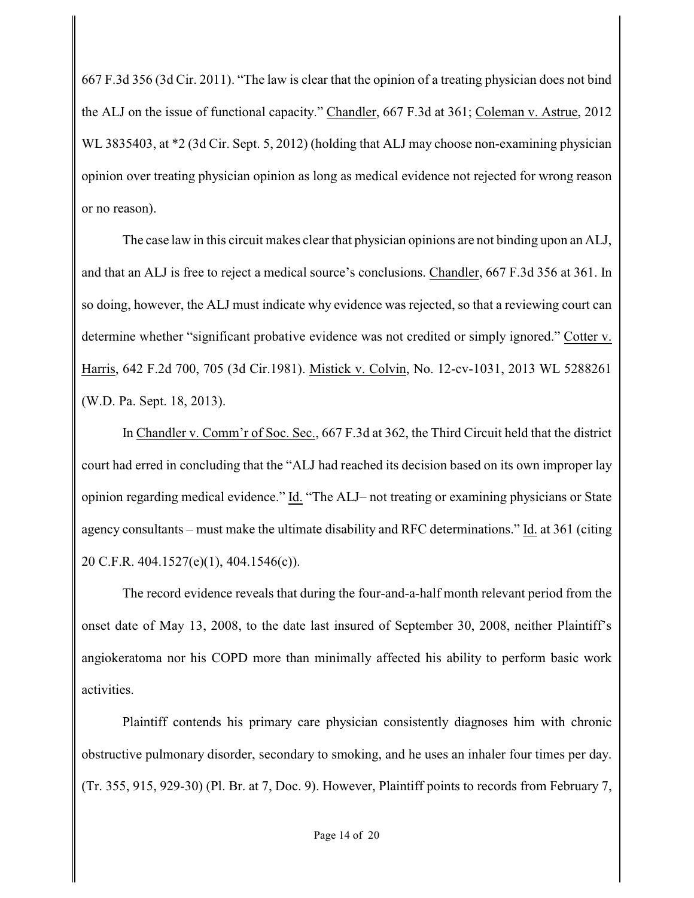667 F.3d 356 (3d Cir. 2011). "The law is clear that the opinion of a treating physician does not bind the ALJ on the issue of functional capacity." Chandler, 667 F.3d at 361; Coleman v. Astrue, 2012 WL 3835403, at *2 (3d Cir. Sept. 5, 2012) (holding that ALJ may choose non-examining physician opinion over treating physician opinion as long as medical evidence not rejected for wrong reason or no reason).

The case law in this circuit makes clear that physician opinions are not binding upon an ALJ, and that an ALJ is free to reject a medical source's conclusions. Chandler, 667 F.3d 356 at 361. In so doing, however, the ALJ must indicate why evidence was rejected, so that a reviewing court can determine whether "significant probative evidence was not credited or simply ignored." Cotter v. Harris, 642 F.2d 700, 705 (3d Cir.1981). Mistick v. Colvin, No. 12-cv-1031, 2013 WL 5288261 (W.D. Pa. Sept. 18, 2013).

In Chandler v. Comm'r of Soc. Sec., 667 F.3d at 362, the Third Circuit held that the district court had erred in concluding that the "ALJ had reached its decision based on its own improper lay opinion regarding medical evidence." Id. "The ALJ– not treating or examining physicians or State agency consultants – must make the ultimate disability and RFC determinations." Id. at 361 (citing 20 C.F.R. 404.1527(e)(1), 404.1546(c)).

The record evidence reveals that during the four-and-a-half month relevant period from the onset date of May 13, 2008, to the date last insured of September 30, 2008, neither Plaintiff's angiokeratoma nor his COPD more than minimally affected his ability to perform basic work activities.

Plaintiff contends his primary care physician consistently diagnoses him with chronic obstructive pulmonary disorder, secondary to smoking, and he uses an inhaler four times per day. (Tr. 355, 915, 929-30) (Pl. Br. at 7, Doc. 9). However, Plaintiff points to records from February 7,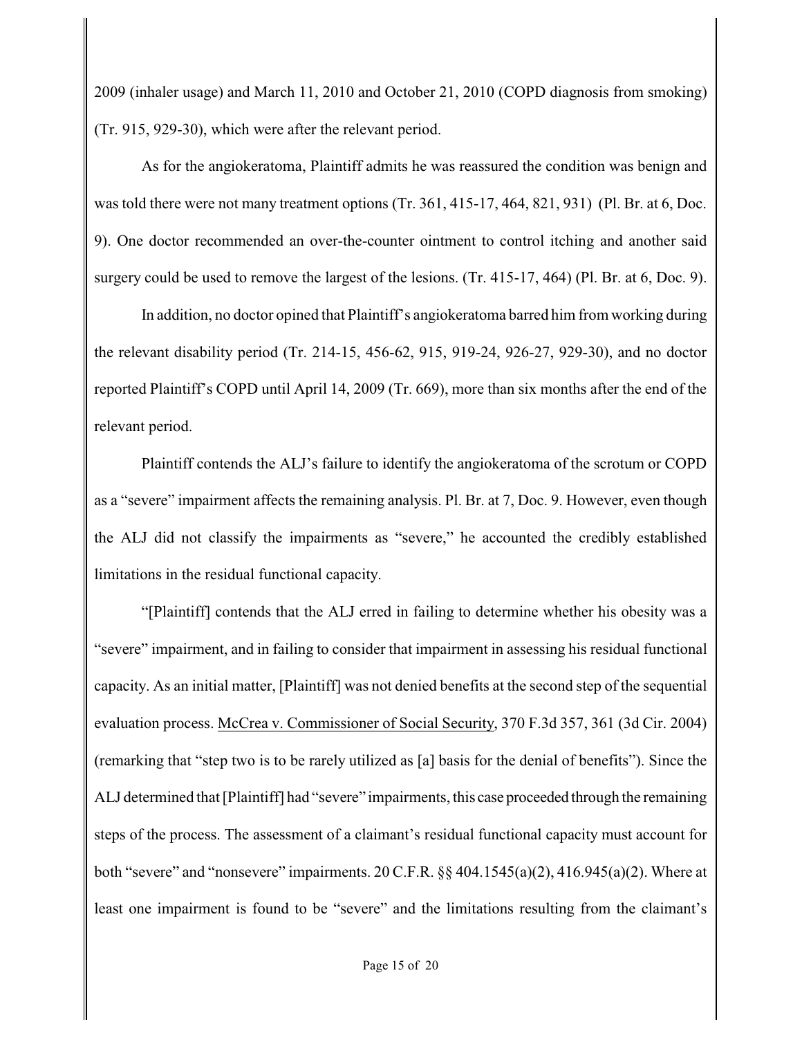2009 (inhaler usage) and March 11, 2010 and October 21, 2010 (COPD diagnosis from smoking) (Tr. 915, 929-30), which were after the relevant period.

As for the angiokeratoma, Plaintiff admits he was reassured the condition was benign and was told there were not many treatment options (Tr. 361, 415-17, 464, 821, 931) (Pl. Br. at 6, Doc. 9). One doctor recommended an over-the-counter ointment to control itching and another said surgery could be used to remove the largest of the lesions. (Tr. 415-17, 464) (Pl. Br. at 6, Doc. 9).

In addition, no doctor opined that Plaintiff's angiokeratoma barred him from working during the relevant disability period (Tr. 214-15, 456-62, 915, 919-24, 926-27, 929-30), and no doctor reported Plaintiff's COPD until April 14, 2009 (Tr. 669), more than six months after the end of the relevant period.

Plaintiff contends the ALJ's failure to identify the angiokeratoma of the scrotum or COPD as a "severe" impairment affects the remaining analysis. Pl. Br. at 7, Doc. 9. However, even though the ALJ did not classify the impairments as "severe," he accounted the credibly established limitations in the residual functional capacity.

"[Plaintiff] contends that the ALJ erred in failing to determine whether his obesity was a "severe" impairment, and in failing to consider that impairment in assessing his residual functional capacity. As an initial matter, [Plaintiff] was not denied benefits at the second step of the sequential evaluation process. McCrea v. Commissioner of Social Security, 370 F.3d 357, 361 (3d Cir. 2004) (remarking that "step two is to be rarely utilized as [a] basis for the denial of benefits"). Since the ALJ determined that [Plaintiff] had "severe" impairments, this case proceeded through the remaining steps of the process. The assessment of a claimant's residual functional capacity must account for both "severe" and "nonsevere" impairments. 20 C.F.R. §§ 404.1545(a)(2), 416.945(a)(2). Where at least one impairment is found to be "severe" and the limitations resulting from the claimant's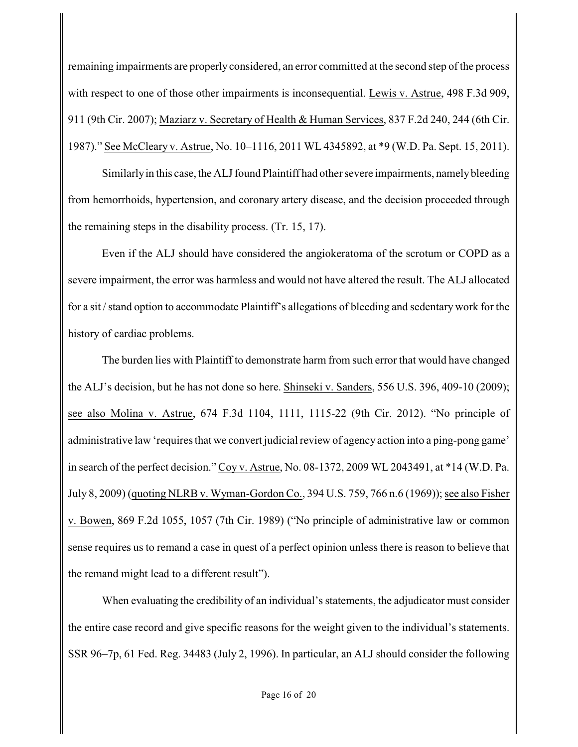remaining impairments are properly considered, an error committed at the second step of the process with respect to one of those other impairments is inconsequential. Lewis v. Astrue, 498 F.3d 909, 911 (9th Cir. 2007); Maziarz v. Secretary of Health & Human Services, 837 F.2d 240, 244 (6th Cir. 1987)." See McCleary v. Astrue, No. 10–1116, 2011 WL 4345892, at *9 (W.D. Pa. Sept. 15, 2011).

Similarly in this case, the ALJ found Plaintiff had other severe impairments, namely bleeding from hemorrhoids, hypertension, and coronary artery disease, and the decision proceeded through the remaining steps in the disability process. (Tr. 15, 17).

Even if the ALJ should have considered the angiokeratoma of the scrotum or COPD as a severe impairment, the error was harmless and would not have altered the result. The ALJ allocated for a sit / stand option to accommodate Plaintiff's allegations of bleeding and sedentary work for the history of cardiac problems.

The burden lies with Plaintiff to demonstrate harm from such error that would have changed the ALJ's decision, but he has not done so here. Shinseki v. Sanders, 556 U.S. 396, 409-10 (2009); see also Molina v. Astrue, 674 F.3d 1104, 1111, 1115-22 (9th Cir. 2012). "No principle of administrative law 'requires that we convert judicial review of agency action into a ping-pong game' in search of the perfect decision." Coy v. Astrue, No. 08-1372, 2009 WL 2043491, at *14 (W.D. Pa. July 8, 2009) (quoting NLRB v. Wyman-Gordon Co., 394 U.S. 759, 766 n.6 (1969)); see also Fisher v. Bowen, 869 F.2d 1055, 1057 (7th Cir. 1989) ("No principle of administrative law or common sense requires us to remand a case in quest of a perfect opinion unless there is reason to believe that the remand might lead to a different result").

When evaluating the credibility of an individual's statements, the adjudicator must consider the entire case record and give specific reasons for the weight given to the individual's statements. SSR 96–7p, 61 Fed. Reg. 34483 (July 2, 1996). In particular, an ALJ should consider the following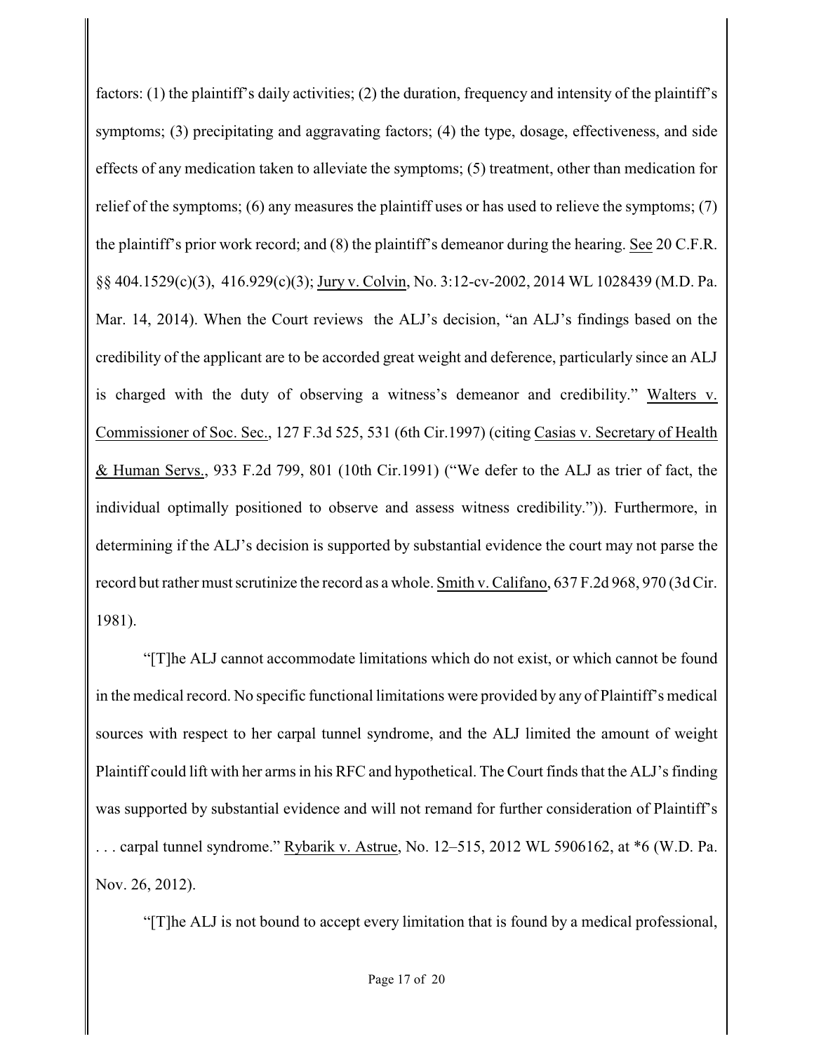factors: (1) the plaintiff's daily activities; (2) the duration, frequency and intensity of the plaintiff's symptoms; (3) precipitating and aggravating factors; (4) the type, dosage, effectiveness, and side effects of any medication taken to alleviate the symptoms; (5) treatment, other than medication for relief of the symptoms; (6) any measures the plaintiff uses or has used to relieve the symptoms; (7) the plaintiff's prior work record; and (8) the plaintiff's demeanor during the hearing. See 20 C.F.R. §§ 404.1529(c)(3), 416.929(c)(3); Jury v. Colvin, No. 3:12-cv-2002, 2014 WL 1028439 (M.D. Pa. Mar. 14, 2014). When the Court reviews the ALJ's decision, "an ALJ's findings based on the credibility of the applicant are to be accorded great weight and deference, particularly since an ALJ is charged with the duty of observing a witness's demeanor and credibility." Walters v. Commissioner of Soc. Sec., 127 F.3d 525, 531 (6th Cir.1997) (citing Casias v. Secretary of Health & Human Servs., 933 F.2d 799, 801 (10th Cir.1991) ("We defer to the ALJ as trier of fact, the individual optimally positioned to observe and assess witness credibility.")). Furthermore, in determining if the ALJ's decision is supported by substantial evidence the court may not parse the record but rather must scrutinize the record as a whole. Smith v. Califano, 637 F.2d 968, 970 (3d Cir. 1981).

"[T]he ALJ cannot accommodate limitations which do not exist, or which cannot be found in the medical record. No specific functional limitations were provided by any of Plaintiff's medical sources with respect to her carpal tunnel syndrome, and the ALJ limited the amount of weight Plaintiff could lift with her arms in his RFC and hypothetical. The Court finds that the ALJ's finding was supported by substantial evidence and will not remand for further consideration of Plaintiff's . . . carpal tunnel syndrome." Rybarik v. Astrue, No. 12–515, 2012 WL 5906162, at *6 (W.D. Pa. Nov. 26, 2012).

"[T]he ALJ is not bound to accept every limitation that is found by a medical professional,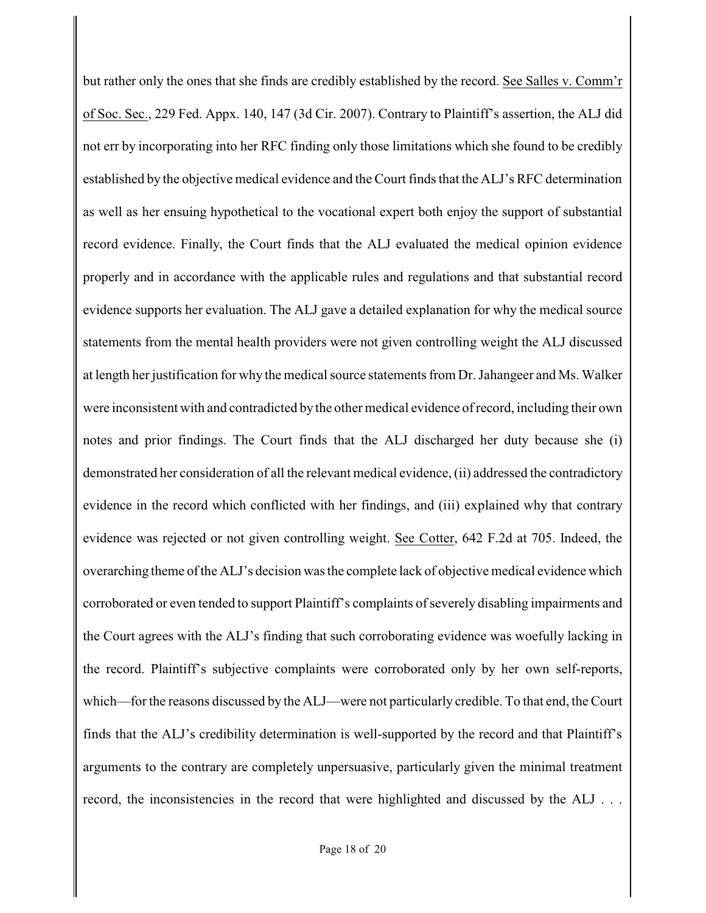but rather only the ones that she finds are credibly established by the record. See Salles v. Comm'r of Soc. Sec., 229 Fed. Appx. 140, 147 (3d Cir. 2007). Contrary to Plaintiff's assertion, the ALJ did not err by incorporating into her RFC finding only those limitations which she found to be credibly established by the objective medical evidence and the Court finds that the ALJ's RFC determination as well as her ensuing hypothetical to the vocational expert both enjoy the support of substantial record evidence. Finally, the Court finds that the ALJ evaluated the medical opinion evidence properly and in accordance with the applicable rules and regulations and that substantial record evidence supports her evaluation. The ALJ gave a detailed explanation for why the medical source statements from the mental health providers were not given controlling weight the ALJ discussed at length her justification for why the medical source statements from Dr. Jahangeer and Ms. Walker were inconsistent with and contradicted by the other medical evidence of record, including their own notes and prior findings. The Court finds that the ALJ discharged her duty because she (i) demonstrated her consideration of all the relevant medical evidence, (ii) addressed the contradictory evidence in the record which conflicted with her findings, and (iii) explained why that contrary evidence was rejected or not given controlling weight. See Cotter, 642 F.2d at 705. Indeed, the overarching theme of the ALJ's decision was the complete lack of objective medical evidence which corroborated or even tended to support Plaintiff's complaints of severely disabling impairments and the Court agrees with the ALJ's finding that such corroborating evidence was woefully lacking in the record. Plaintiff's subjective complaints were corroborated only by her own self-reports, which—for the reasons discussed by the ALJ—were not particularly credible. To that end, the Court finds that the ALJ's credibility determination is well-supported by the record and that Plaintiff's arguments to the contrary are completely unpersuasive, particularly given the minimal treatment record, the inconsistencies in the record that were highlighted and discussed by the ALJ . . .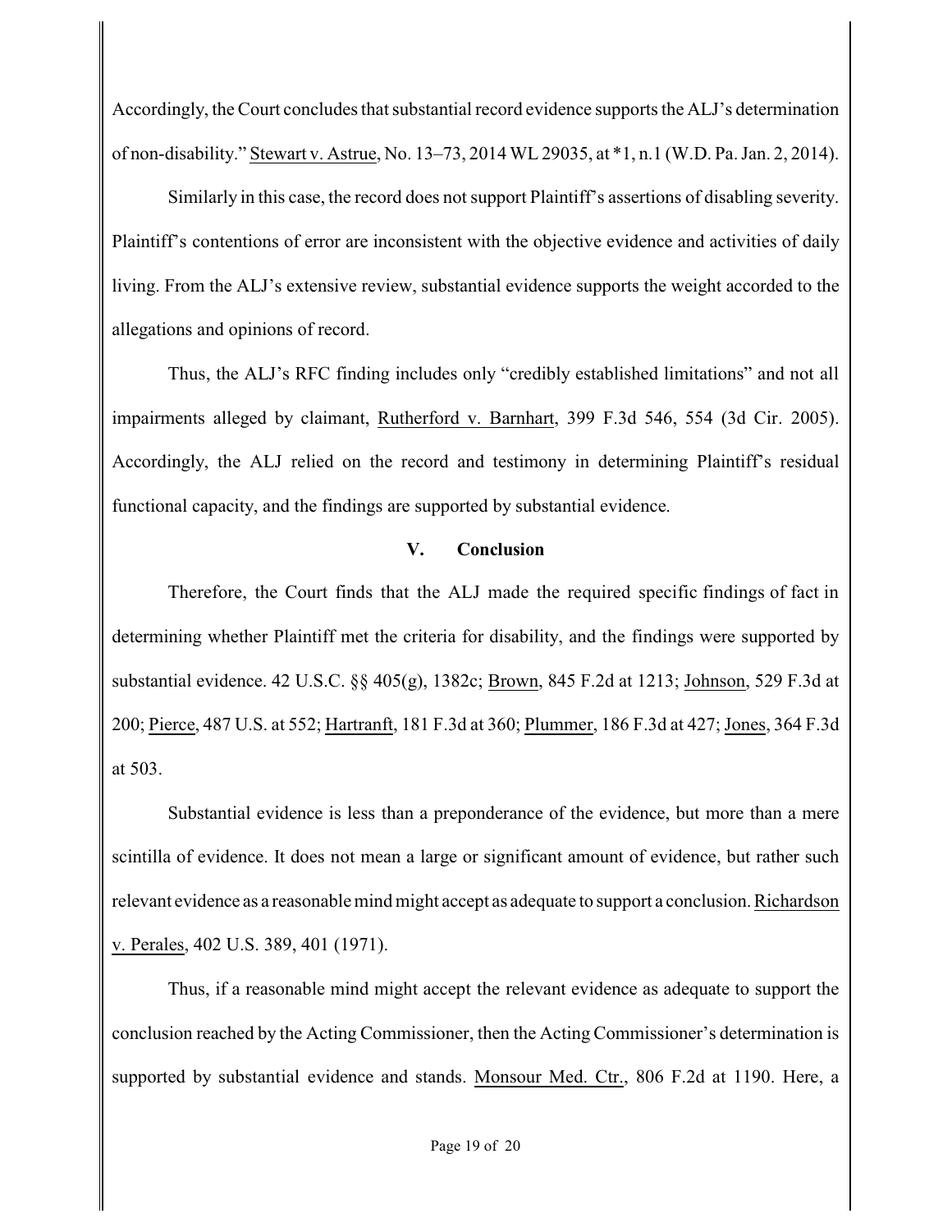Accordingly, the Court concludes that substantial record evidence supports the ALJ's determination of non-disability." Stewart v. Astrue, No. 13–73, 2014 WL 29035, at *1, n.1 (W.D. Pa. Jan. 2, 2014).

Similarly in this case, the record does not support Plaintiff's assertions of disabling severity. Plaintiff's contentions of error are inconsistent with the objective evidence and activities of daily living. From the ALJ's extensive review, substantial evidence supports the weight accorded to the allegations and opinions of record.

Thus, the ALJ's RFC finding includes only "credibly established limitations" and not all impairments alleged by claimant, Rutherford v. Barnhart, 399 F.3d 546, 554 (3d Cir. 2005). Accordingly, the ALJ relied on the record and testimony in determining Plaintiff's residual functional capacity, and the findings are supported by substantial evidence.

## V. Conclusion

Therefore, the Court finds that the ALJ made the required specific findings of fact in determining whether Plaintiff met the criteria for disability, and the findings were supported by substantial evidence. 42 U.S.C. §§ 405(g), 1382c; Brown, 845 F.2d at 1213; Johnson, 529 F.3d at 200; Pierce, 487 U.S. at 552; Hartranft, 181 F.3d at 360; Plummer, 186 F.3d at 427; Jones, 364 F.3d at 503.

Substantial evidence is less than a preponderance of the evidence, but more than a mere scintilla of evidence. It does not mean a large or significant amount of evidence, but rather such relevant evidence as a reasonable mind might accept as adequate to support a conclusion. Richardson v. Perales, 402 U.S. 389, 401 (1971).

Thus, if a reasonable mind might accept the relevant evidence as adequate to support the conclusion reached by the Acting Commissioner, then the Acting Commissioner's determination is supported by substantial evidence and stands. Monsour Med. Ctr., 806 F.2d at 1190. Here, a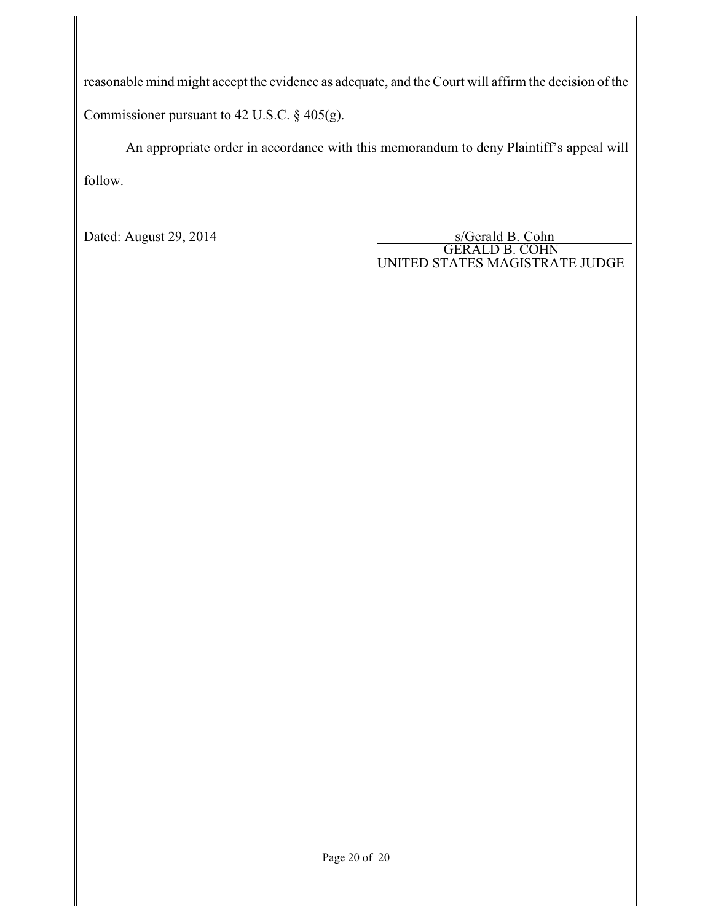reasonable mind might accept the evidence as adequate, and the Court will affirm the decision of the Commissioner pursuant to 42 U.S.C. § 405(g).

An appropriate order in accordance with this memorandum to deny Plaintiff's appeal will follow.

Dated: August 29, 2014

s/Gerald B. Cohn
GERALD B. COHN
UNITED STATES MAGISTRATE JUDGE